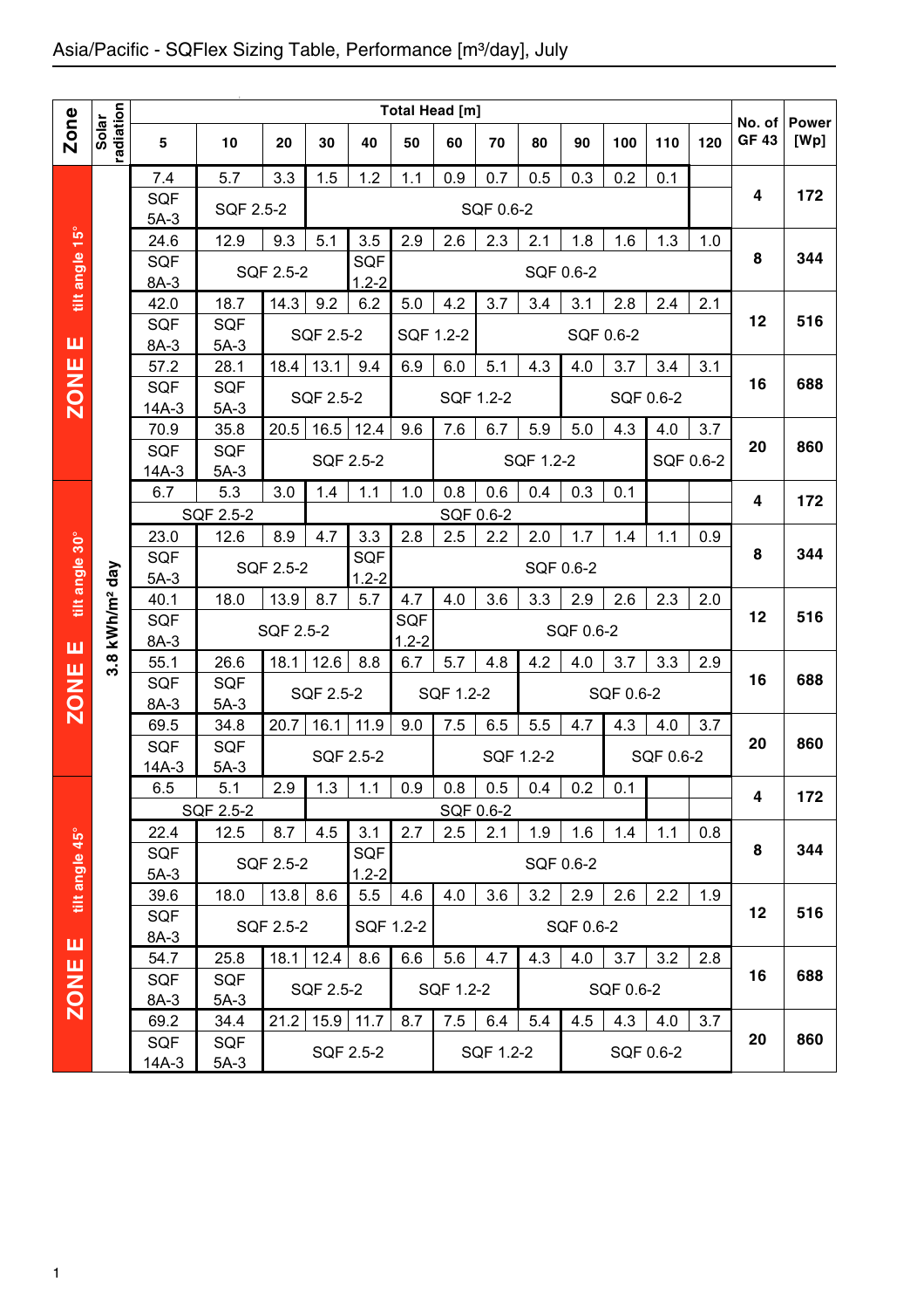# Asia/Pacific - SQFlex Sizing Table, Performance [m³/day], July

| Zone | Solar radiation | 5 | 10 | 20 | 30 | 40 | 50 | 60 | 70 | 80 | 90 | 100 | 110 | 120 | No. of GF 43 | Power [Wp] |
|---|---|---|---|---|---|---|---|---|---|---|---|---|---|---|---|---|
| ZONE E tilt angle 15° | 3.8 kWh/m² day | 7.4 | 5.7 | 3.3 | 1.5 | 1.2 | 1.1 | 0.9 | 0.7 | 0.5 | 0.3 | 0.2 | 0.1 | | 4 | 172 |
| | | SQF 5A-3 | SQF 2.5-2 | | SQF 0.6-2 | | | | | | | | | | | |
| | | 24.6 | 12.9 | 9.3 | 5.1 | 3.5 | 2.9 | 2.6 | 2.3 | 2.1 | 1.8 | 1.6 | 1.3 | 1.0 | 8 | 344 |
| | | SQF 8A-3 | SQF 2.5-2 | | | SQF 1.2-2 | SQF 0.6-2 | | | | | | | | | |
| | | 42.0 | 18.7 | 14.3 | 9.2 | 6.2 | 5.0 | 4.2 | 3.7 | 3.4 | 3.1 | 2.8 | 2.4 | 2.1 | 12 | 516 |
| | | SQF 8A-3 | SQF 5A-3 | SQF 2.5-2 | | | SQF 1.2-2 | | SQF 0.6-2 | | | | | | | |
| | | 57.2 | 28.1 | 18.4 | 13.1 | 9.4 | 6.9 | 6.0 | 5.1 | 4.3 | 4.0 | 3.7 | 3.4 | 3.1 | 16 | 688 |
| | | SQF 14A-3 | SQF 5A-3 | SQF 2.5-2 | | | SQF 1.2-2 | | | | SQF 0.6-2 | | | | | |
| | | 70.9 | 35.8 | 20.5 | 16.5 | 12.4 | 9.6 | 7.6 | 6.7 | 5.9 | 5.0 | 4.3 | 4.0 | 3.7 | 20 | 860 |
| | | SQF 14A-3 | SQF 5A-3 | SQF 2.5-2 | | | | SQF 1.2-2 | | | | | SQF 0.6-2 | | | |
| ZONE E tilt angle 30° | 3.8 kWh/m² day | 6.7 | 5.3 | 3.0 | 1.4 | 1.1 | 1.0 | 0.8 | 0.6 | 0.4 | 0.3 | 0.1 | | | 4 | 172 |
| | | SQF 2.5-2 | | | SQF 0.6-2 | | | | | | | | | | | |
| | | 23.0 | 12.6 | 8.9 | 4.7 | 3.3 | 2.8 | 2.5 | 2.2 | 2.0 | 1.7 | 1.4 | 1.1 | 0.9 | 8 | 344 |
| | | SQF 5A-3 | SQF 2.5-2 | | | SQF 1.2-2 | SQF 0.6-2 | | | | | | | | | |
| | | 40.1 | 18.0 | 13.9 | 8.7 | 5.7 | 4.7 | 4.0 | 3.6 | 3.3 | 2.9 | 2.6 | 2.3 | 2.0 | 12 | 516 |
| | | SQF 8A-3 | SQF 2.5-2 | | | | SQF 1.2-2 | SQF 0.6-2 | | | | | | | | |
| | | 55.1 | 26.6 | 18.1 | 12.6 | 8.8 | 6.7 | 5.7 | 4.8 | 4.2 | 4.0 | 3.7 | 3.3 | 2.9 | 16 | 688 |
| | | SQF 8A-3 | SQF 5A-3 | SQF 2.5-2 | | | SQF 1.2-2 | | | SQF 0.6-2 | | | | | | |
| | | 69.5 | 34.8 | 20.7 | 16.1 | 11.9 | 9.0 | 7.5 | 6.5 | 5.5 | 4.7 | 4.3 | 4.0 | 3.7 | 20 | 860 |
| | | SQF 14A-3 | SQF 5A-3 | SQF 2.5-2 | | | | SQF 1.2-2 | | | | SQF 0.6-2 | | | | |
| ZONE E tilt angle 45° | 3.8 kWh/m² day | 6.5 | 5.1 | 2.9 | 1.3 | 1.1 | 0.9 | 0.8 | 0.5 | 0.4 | 0.2 | 0.1 | | | 4 | 172 |
| | | SQF 2.5-2 | | | SQF 0.6-2 | | | | | | | | | | | |
| | | 22.4 | 12.5 | 8.7 | 4.5 | 3.1 | 2.7 | 2.5 | 2.1 | 1.9 | 1.6 | 1.4 | 1.1 | 0.8 | 8 | 344 |
| | | SQF 5A-3 | SQF 2.5-2 | | | SQF 1.2-2 | SQF 0.6-2 | | | | | | | | | |
| | | 39.6 | 18.0 | 13.8 | 8.6 | 5.5 | 4.6 | 4.0 | 3.6 | 3.2 | 2.9 | 2.6 | 2.2 | 1.9 | 12 | 516 |
| | | SQF 8A-3 | SQF 2.5-2 | | | SQF 1.2-2 | | SQF 0.6-2 | | | | | | | | |
| | | 54.7 | 25.8 | 18.1 | 12.4 | 8.6 | 6.6 | 5.6 | 4.7 | 4.3 | 4.0 | 3.7 | 3.2 | 2.8 | 16 | 688 |
| | | SQF 8A-3 | SQF 5A-3 | SQF 2.5-2 | | | SQF 1.2-2 | | | SQF 0.6-2 | | | | | | |
| | | 69.2 | 34.4 | 21.2 | 15.9 | 11.7 | 8.7 | 7.5 | 6.4 | 5.4 | 4.5 | 4.3 | 4.0 | 3.7 | 20 | 860 |
| | | SQF 14A-3 | SQF 5A-3 | SQF 2.5-2 | | | | SQF 1.2-2 | | | SQF 0.6-2 | | | | | |

Total Head [m]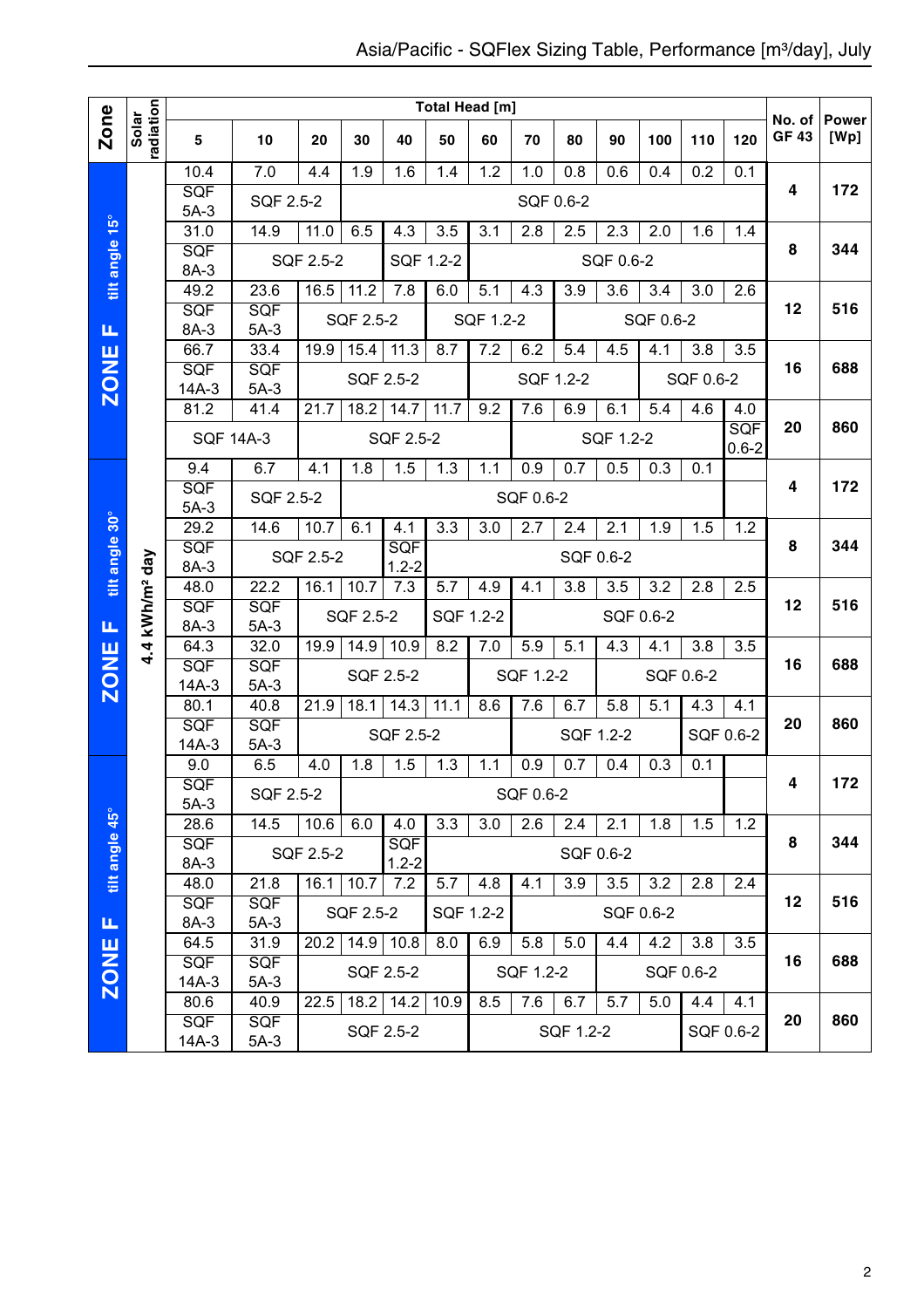# Asia/Pacific - SQFlex Sizing Table, Performance [m³/day], July

| Zone | Solar radiation | 5 | 10 | 20 | 30 | 40 | 50 | 60 | 70 | 80 | 90 | 100 | 110 | 120 | No. of GF 43 | Power [Wp] |
|---|---|---|---|---|---|---|---|---|---|---|---|---|---|---|---|---|
| | | **Total Head [m]** | | | | | | | | | | | | | | |
| ZONE F tilt angle 15° | 4.4 kWh/m² day | 10.4 | 7.0 | 4.4 | 1.9 | 1.6 | 1.4 | 1.2 | 1.0 | 0.8 | 0.6 | 0.4 | 0.2 | 0.1 | 4 | 172 |
| | | SQF 5A-3 | SQF 2.5-2 | SQF 0.6-2 | | | | | | | | | | | | |
| | | 31.0 | 14.9 | 11.0 | 6.5 | 4.3 | 3.5 | 3.1 | 2.8 | 2.5 | 2.3 | 2.0 | 1.6 | 1.4 | 8 | 344 |
| | | SQF 8A-3 | SQF 2.5-2 | | | SQF 1.2-2 | | SQF 0.6-2 | | | | | | | | |
| | | 49.2 | 23.6 | 16.5 | 11.2 | 7.8 | 6.0 | 5.1 | 4.3 | 3.9 | 3.6 | 3.4 | 3.0 | 2.6 | 12 | 516 |
| | | SQF 8A-3 | SQF 5A-3 | SQF 2.5-2 | | | SQF 1.2-2 | | | SQF 0.6-2 | | | | | | |
| | | 66.7 | 33.4 | 19.9 | 15.4 | 11.3 | 8.7 | 7.2 | 6.2 | 5.4 | 4.5 | 4.1 | 3.8 | 3.5 | 16 | 688 |
| | | SQF 14A-3 | SQF 5A-3 | SQF 2.5-2 | | | | SQF 1.2-2 | | | | SQF 0.6-2 | | | | |
| | | 81.2 | 41.4 | 21.7 | 18.2 | 14.7 | 11.7 | 9.2 | 7.6 | 6.9 | 6.1 | 5.4 | 4.6 | 4.0 | 20 | 860 |
| | | SQF 14A-3 | | SQF 2.5-2 | | | | | SQF 1.2-2 | | | | | SQF 0.6-2 | | |
| ZONE F tilt angle 30° | 4.4 kWh/m² day | 9.4 | 6.7 | 4.1 | 1.8 | 1.5 | 1.3 | 1.1 | 0.9 | 0.7 | 0.5 | 0.3 | 0.1 | | 4 | 172 |
| | | SQF 5A-3 | SQF 2.5-2 | SQF 0.6-2 | | | | | | | | | | | | |
| | | 29.2 | 14.6 | 10.7 | 6.1 | 4.1 | 3.3 | 3.0 | 2.7 | 2.4 | 2.1 | 1.9 | 1.5 | 1.2 | 8 | 344 |
| | | SQF 8A-3 | SQF 2.5-2 | | | SQF 1.2-2 | SQF 0.6-2 | | | | | | | | | |
| | | 48.0 | 22.2 | 16.1 | 10.7 | 7.3 | 5.7 | 4.9 | 4.1 | 3.8 | 3.5 | 3.2 | 2.8 | 2.5 | 12 | 516 |
| | | SQF 8A-3 | SQF 5A-3 | SQF 2.5-2 | | | SQF 1.2-2 | | SQF 0.6-2 | | | | | | | |
| | | 64.3 | 32.0 | 19.9 | 14.9 | 10.9 | 8.2 | 7.0 | 5.9 | 5.1 | 4.3 | 4.1 | 3.8 | 3.5 | 16 | 688 |
| | | SQF 14A-3 | SQF 5A-3 | SQF 2.5-2 | | | | SQF 1.2-2 | | | SQF 0.6-2 | | | | | |
| | | 80.1 | 40.8 | 21.9 | 18.1 | 14.3 | 11.1 | 8.6 | 7.6 | 6.7 | 5.8 | 5.1 | 4.3 | 4.1 | 20 | 860 |
| | | SQF 14A-3 | SQF 5A-3 | SQF 2.5-2 | | | | | SQF 1.2-2 | | | | SQF 0.6-2 | | | |
| ZONE F tilt angle 45° | 4.4 kWh/m² day | 9.0 | 6.5 | 4.0 | 1.8 | 1.5 | 1.3 | 1.1 | 0.9 | 0.7 | 0.4 | 0.3 | 0.1 | | 4 | 172 |
| | | SQF 5A-3 | SQF 2.5-2 | SQF 0.6-2 | | | | | | | | | | | | |
| | | 28.6 | 14.5 | 10.6 | 6.0 | 4.0 | 3.3 | 3.0 | 2.6 | 2.4 | 2.1 | 1.8 | 1.5 | 1.2 | 8 | 344 |
| | | SQF 8A-3 | SQF 2.5-2 | | | SQF 1.2-2 | SQF 0.6-2 | | | | | | | | | |
| | | 48.0 | 21.8 | 16.1 | 10.7 | 7.2 | 5.7 | 4.8 | 4.1 | 3.9 | 3.5 | 3.2 | 2.8 | 2.4 | 12 | 516 |
| | | SQF 8A-3 | SQF 5A-3 | SQF 2.5-2 | | | SQF 1.2-2 | | SQF 0.6-2 | | | | | | | |
| | | 64.5 | 31.9 | 20.2 | 14.9 | 10.8 | 8.0 | 6.9 | 5.8 | 5.0 | 4.4 | 4.2 | 3.8 | 3.5 | 16 | 688 |
| | | SQF 14A-3 | SQF 5A-3 | SQF 2.5-2 | | | | SQF 1.2-2 | | | SQF 0.6-2 | | | | | |
| | | 80.6 | 40.9 | 22.5 | 18.2 | 14.2 | 10.9 | 8.5 | 7.6 | 6.7 | 5.7 | 5.0 | 4.4 | 4.1 | 20 | 860 |
| | | SQF 14A-3 | SQF 5A-3 | SQF 2.5-2 | | | | SQF 1.2-2 | | | | | SQF 0.6-2 | | | |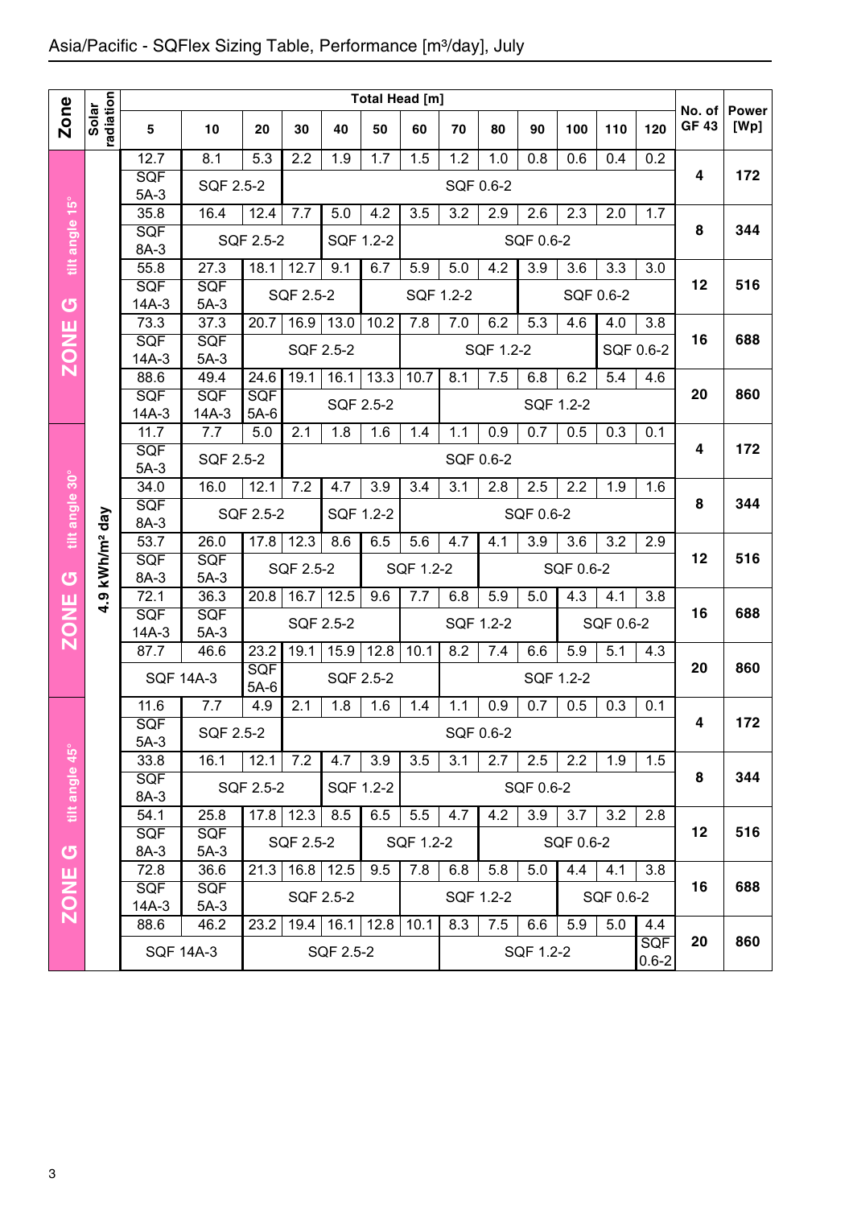## Asia/Pacific - SQFlex Sizing Table, Performance [m³/day], July

| Zone | Solar radiation | 5 | 10 | 20 | 30 | 40 | 50 | 60 | 70 | 80 | 90 | 100 | 110 | 120 | No. of GF 43 | Power [Wp] |
|---|---|---|---|---|---|---|---|---|---|---|---|---|---|---|---|---|
| | | **Total Head [m]** | | | | | | | | | | | | | | |
| ZONE G tilt angle 15° | 4.9 kWh/m² day | 12.7 | 8.1 | 5.3 | 2.2 | 1.9 | 1.7 | 1.5 | 1.2 | 1.0 | 0.8 | 0.6 | 0.4 | 0.2 | 4 | 172 |
| | | SQF 5A-3 | SQF 2.5-2 | | SQF 0.6-2 | | | | | | | | | | | |
| | | 35.8 | 16.4 | 12.4 | 7.7 | 5.0 | 4.2 | 3.5 | 3.2 | 2.9 | 2.6 | 2.3 | 2.0 | 1.7 | 8 | 344 |
| | | SQF 8A-3 | SQF 2.5-2 | | | SQF 1.2-2 | | SQF 0.6-2 | | | | | | | | |
| | | 55.8 | 27.3 | 18.1 | 12.7 | 9.1 | 6.7 | 5.9 | 5.0 | 4.2 | 3.9 | 3.6 | 3.3 | 3.0 | 12 | 516 |
| | | SQF 14A-3 | SQF 5A-3 | SQF 2.5-2 | | | SQF 1.2-2 | | | | SQF 0.6-2 | | | | | |
| | | 73.3 | 37.3 | 20.7 | 16.9 | 13.0 | 10.2 | 7.8 | 7.0 | 6.2 | 5.3 | 4.6 | 4.0 | 3.8 | 16 | 688 |
| | | SQF 14A-3 | SQF 5A-3 | SQF 2.5-2 | | | | SQF 1.2-2 | | | | | SQF 0.6-2 | | | |
| | | 88.6 | 49.4 | 24.6 | 19.1 | 16.1 | 13.3 | 10.7 | 8.1 | 7.5 | 6.8 | 6.2 | 5.4 | 4.6 | 20 | 860 |
| | | SQF 14A-3 | SQF 14A-3 | SQF 5A-6 | SQF 2.5-2 | | | | SQF 1.2-2 | | | | | | | |
| ZONE G tilt angle 30° | 4.9 kWh/m² day | 11.7 | 7.7 | 5.0 | 2.1 | 1.8 | 1.6 | 1.4 | 1.1 | 0.9 | 0.7 | 0.5 | 0.3 | 0.1 | 4 | 172 |
| | | SQF 5A-3 | SQF 2.5-2 | | SQF 0.6-2 | | | | | | | | | | | |
| | | 34.0 | 16.0 | 12.1 | 7.2 | 4.7 | 3.9 | 3.4 | 3.1 | 2.8 | 2.5 | 2.2 | 1.9 | 1.6 | 8 | 344 |
| | | SQF 8A-3 | SQF 2.5-2 | | | SQF 1.2-2 | | SQF 0.6-2 | | | | | | | | |
| | | 53.7 | 26.0 | 17.8 | 12.3 | 8.6 | 6.5 | 5.6 | 4.7 | 4.1 | 3.9 | 3.6 | 3.2 | 2.9 | 12 | 516 |
| | | SQF 8A-3 | SQF 5A-3 | SQF 2.5-2 | | | SQF 1.2-2 | | | SQF 0.6-2 | | | | | | |
| | | 72.1 | 36.3 | 20.8 | 16.7 | 12.5 | 9.6 | 7.7 | 6.8 | 5.9 | 5.0 | 4.3 | 4.1 | 3.8 | 16 | 688 |
| | | SQF 14A-3 | SQF 5A-3 | SQF 2.5-2 | | | | SQF 1.2-2 | | | | SQF 0.6-2 | | | | |
| | | 87.7 | 46.6 | 23.2 | 19.1 | 15.9 | 12.8 | 10.1 | 8.2 | 7.4 | 6.6 | 5.9 | 5.1 | 4.3 | 20 | 860 |
| | | SQF 14A-3 | | SQF 5A-6 | SQF 2.5-2 | | | | SQF 1.2-2 | | | | | | | |
| ZONE G tilt angle 45° | 4.9 kWh/m² day | 11.6 | 7.7 | 4.9 | 2.1 | 1.8 | 1.6 | 1.4 | 1.1 | 0.9 | 0.7 | 0.5 | 0.3 | 0.1 | 4 | 172 |
| | | SQF 5A-3 | SQF 2.5-2 | | SQF 0.6-2 | | | | | | | | | | | |
| | | 33.8 | 16.1 | 12.1 | 7.2 | 4.7 | 3.9 | 3.5 | 3.1 | 2.7 | 2.5 | 2.2 | 1.9 | 1.5 | 8 | 344 |
| | | SQF 8A-3 | SQF 2.5-2 | | | SQF 1.2-2 | | SQF 0.6-2 | | | | | | | | |
| | | 54.1 | 25.8 | 17.8 | 12.3 | 8.5 | 6.5 | 5.5 | 4.7 | 4.2 | 3.9 | 3.7 | 3.2 | 2.8 | 12 | 516 |
| | | SQF 8A-3 | SQF 5A-3 | SQF 2.5-2 | | | SQF 1.2-2 | | | SQF 0.6-2 | | | | | | |
| | | 72.8 | 36.6 | 21.3 | 16.8 | 12.5 | 9.5 | 7.8 | 6.8 | 5.8 | 5.0 | 4.4 | 4.1 | 3.8 | 16 | 688 |
| | | SQF 14A-3 | SQF 5A-3 | SQF 2.5-2 | | | | SQF 1.2-2 | | | | SQF 0.6-2 | | | | |
| | | 88.6 | 46.2 | 23.2 | 19.4 | 16.1 | 12.8 | 10.1 | 8.3 | 7.5 | 6.6 | 5.9 | 5.0 | 4.4 | 20 | 860 |
| | | SQF 14A-3 | | SQF 2.5-2 | | | | | SQF 1.2-2 | | | | | SQF 0.6-2 | | |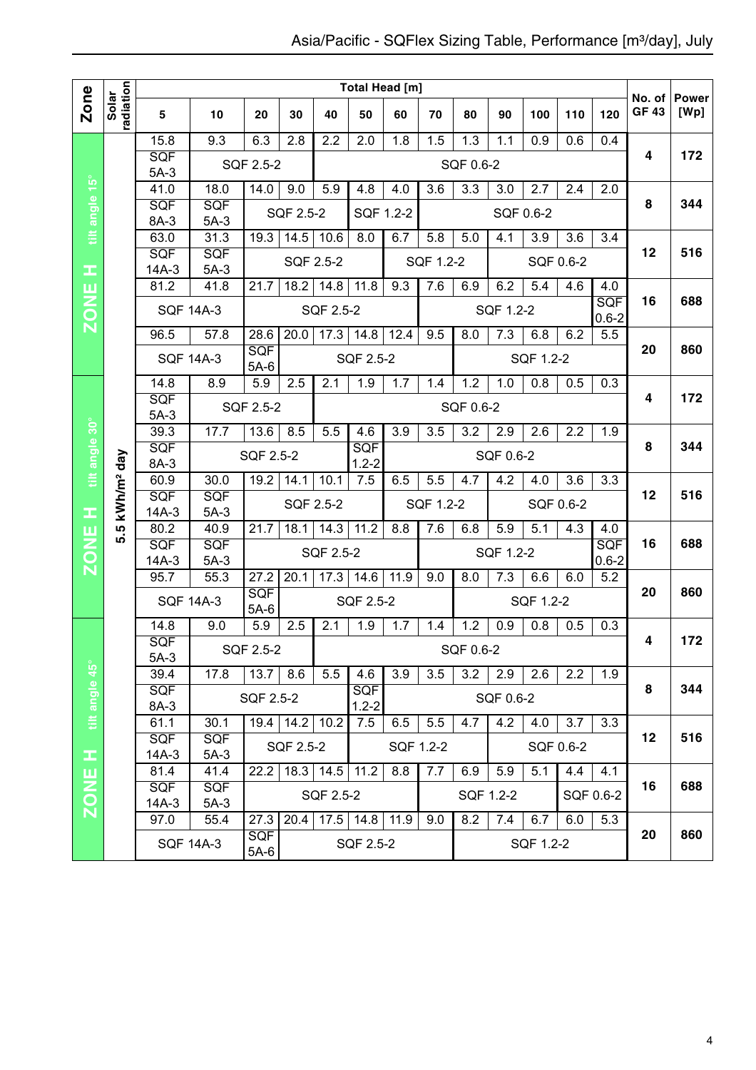# Asia/Pacific - SQFlex Sizing Table, Performance [m³/day], July

| Zone | Solar radiation | 5 | 10 | 20 | 30 | 40 | 50 | 60 | 70 | 80 | 90 | 100 | 110 | 120 | No. of GF 43 | Power [Wp] |
|---|---|---|---|---|---|---|---|---|---|---|---|---|---|---|---|---|
| | | Total Head [m] | | | | | | | | | | | | | | |
| ZONE H tilt angle 15° | 5.5 kWh/m² day | 15.8 | 9.3 | 6.3 | 2.8 | 2.2 | 2.0 | 1.8 | 1.5 | 1.3 | 1.1 | 0.9 | 0.6 | 0.4 | 4 | 172 |
| | | SQF 5A-3 | SQF 2.5-2 | | | SQF 0.6-2 | | | | | | | | | | |
| | | 41.0 | 18.0 | 14.0 | 9.0 | 5.9 | 4.8 | 4.0 | 3.6 | 3.3 | 3.0 | 2.7 | 2.4 | 2.0 | 8 | 344 |
| | | SQF 8A-3 | SQF 5A-3 | SQF 2.5-2 | | | SQF 1.2-2 | | SQF 0.6-2 | | | | | | | |
| | | 63.0 | 31.3 | 19.3 | 14.5 | 10.6 | 8.0 | 6.7 | 5.8 | 5.0 | 4.1 | 3.9 | 3.6 | 3.4 | 12 | 516 |
| | | SQF 14A-3 | SQF 5A-3 | SQF 2.5-2 | | | | SQF 1.2-2 | | | SQF 0.6-2 | | | | | |
| | | 81.2 | 41.8 | 21.7 | 18.2 | 14.8 | 11.8 | 9.3 | 7.6 | 6.9 | 6.2 | 5.4 | 4.6 | 4.0 | 16 | 688 |
| | | SQF 14A-3 | | SQF 2.5-2 | | | | | SQF 1.2-2 | | | | | SQF 0.6-2 | | |
| | | 96.5 | 57.8 | 28.6 | 20.0 | 17.3 | 14.8 | 12.4 | 9.5 | 8.0 | 7.3 | 6.8 | 6.2 | 5.5 | 20 | 860 |
| | | SQF 14A-3 | | SQF 5A-6 | SQF 2.5-2 | | | | | SQF 1.2-2 | | | | | | |
| ZONE H tilt angle 30° | 5.5 kWh/m² day | 14.8 | 8.9 | 5.9 | 2.5 | 2.1 | 1.9 | 1.7 | 1.4 | 1.2 | 1.0 | 0.8 | 0.5 | 0.3 | 4 | 172 |
| | | SQF 5A-3 | SQF 2.5-2 | | | SQF 0.6-2 | | | | | | | | | | |
| | | 39.3 | 17.7 | 13.6 | 8.5 | 5.5 | 4.6 | 3.9 | 3.5 | 3.2 | 2.9 | 2.6 | 2.2 | 1.9 | 8 | 344 |
| | | SQF 8A-3 | SQF 2.5-2 | | | | SQF 1.2-2 | SQF 0.6-2 | | | | | | | | |
| | | 60.9 | 30.0 | 19.2 | 14.1 | 10.1 | 7.5 | 6.5 | 5.5 | 4.7 | 4.2 | 4.0 | 3.6 | 3.3 | 12 | 516 |
| | | SQF 14A-3 | SQF 5A-3 | SQF 2.5-2 | | | | SQF 1.2-2 | | | SQF 0.6-2 | | | | | |
| | | 80.2 | 40.9 | 21.7 | 18.1 | 14.3 | 11.2 | 8.8 | 7.6 | 6.8 | 5.9 | 5.1 | 4.3 | 4.0 | 16 | 688 |
| | | SQF 14A-3 | SQF 5A-3 | SQF 2.5-2 | | | | | SQF 1.2-2 | | | | | SQF 0.6-2 | | |
| | | 95.7 | 55.3 | 27.2 | 20.1 | 17.3 | 14.6 | 11.9 | 9.0 | 8.0 | 7.3 | 6.6 | 6.0 | 5.2 | 20 | 860 |
| | | SQF 14A-3 | | SQF 5A-6 | SQF 2.5-2 | | | | | SQF 1.2-2 | | | | | | |
| ZONE H tilt angle 45° | 5.5 kWh/m² day | 14.8 | 9.0 | 5.9 | 2.5 | 2.1 | 1.9 | 1.7 | 1.4 | 1.2 | 0.9 | 0.8 | 0.5 | 0.3 | 4 | 172 |
| | | SQF 5A-3 | SQF 2.5-2 | | | SQF 0.6-2 | | | | | | | | | | |
| | | 39.4 | 17.8 | 13.7 | 8.6 | 5.5 | 4.6 | 3.9 | 3.5 | 3.2 | 2.9 | 2.6 | 2.2 | 1.9 | 8 | 344 |
| | | SQF 8A-3 | SQF 2.5-2 | | | | SQF 1.2-2 | SQF 0.6-2 | | | | | | | | |
| | | 61.1 | 30.1 | 19.4 | 14.2 | 10.2 | 7.5 | 6.5 | 5.5 | 4.7 | 4.2 | 4.0 | 3.7 | 3.3 | 12 | 516 |
| | | SQF 14A-3 | SQF 5A-3 | SQF 2.5-2 | | | SQF 1.2-2 | | | | SQF 0.6-2 | | | | | |
| | | 81.4 | 41.4 | 22.2 | 18.3 | 14.5 | 11.2 | 8.8 | 7.7 | 6.9 | 5.9 | 5.1 | 4.4 | 4.1 | 16 | 688 |
| | | SQF 14A-3 | SQF 5A-3 | SQF 2.5-2 | | | | | SQF 1.2-2 | | | SQF 0.6-2 | | | | |
| | | 97.0 | 55.4 | 27.3 | 20.4 | 17.5 | 14.8 | 11.9 | 9.0 | 8.2 | 7.4 | 6.7 | 6.0 | 5.3 | 20 | 860 |
| | | SQF 14A-3 | | SQF 5A-6 | SQF 2.5-2 | | | | | SQF 1.2-2 | | | | | | |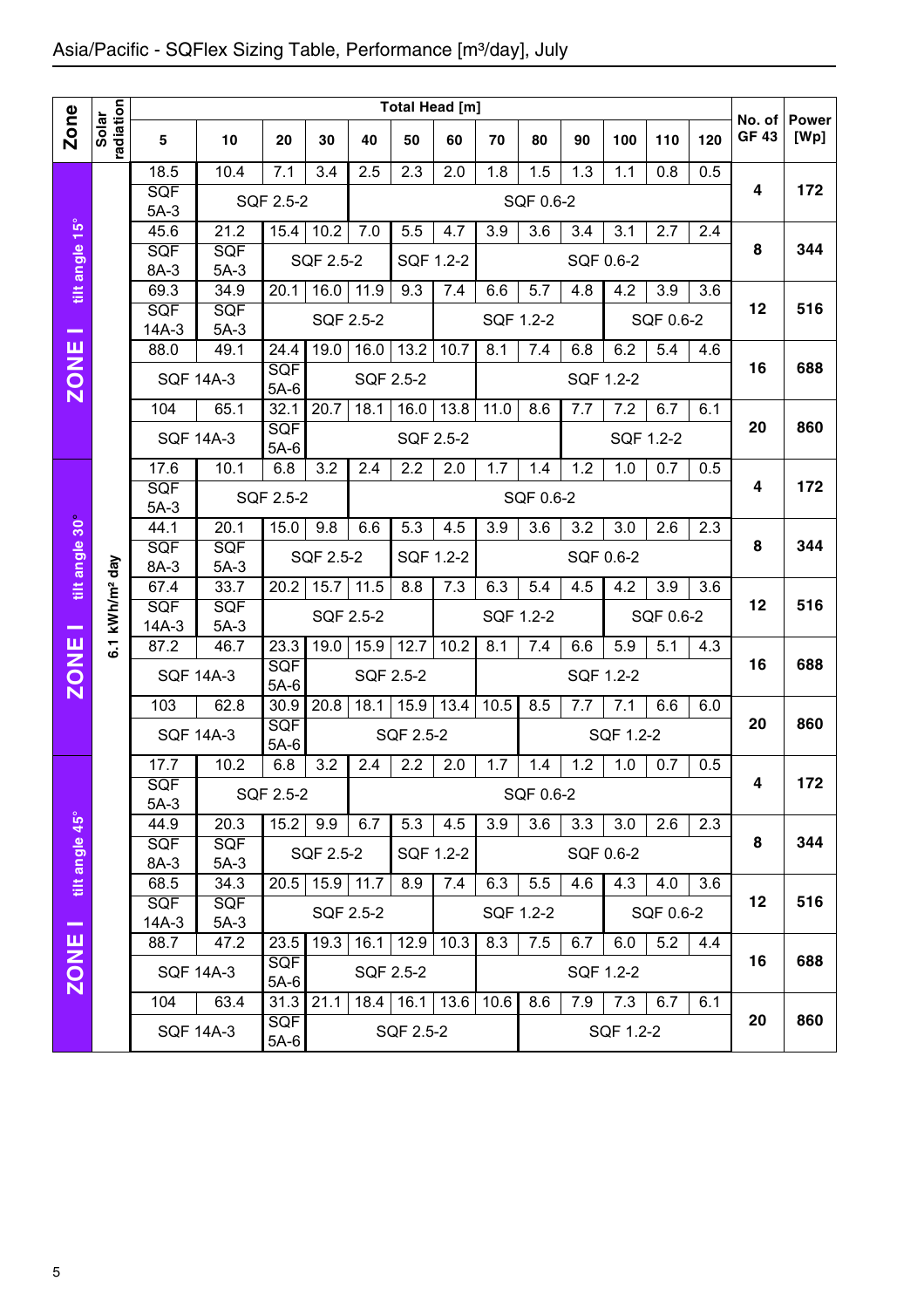# Asia/Pacific - SQFlex Sizing Table, Performance [m³/day], July

| Zone | Solar radiation | 5 | 10 | 20 | 30 | 40 | 50 | 60 | 70 | 80 | 90 | 100 | 110 | 120 | No. of GF 43 | Power [Wp] |
|---|---|---|---|---|---|---|---|---|---|---|---|---|---|---|---|---|
| | | **Total Head [m]** | | | | | | | | | | | | | | |
| ZONE I tilt angle 15° | 6.1 kWh/m² day | 18.5 | 10.4 | 7.1 | 3.4 | 2.5 | 2.3 | 2.0 | 1.8 | 1.5 | 1.3 | 1.1 | 0.8 | 0.5 | 4 | 172 |
| | | SQF 5A-3 | SQF 2.5-2 | | | SQF 0.6-2 | | | | | | | | | | |
| | | 45.6 | 21.2 | 15.4 | 10.2 | 7.0 | 5.5 | 4.7 | 3.9 | 3.6 | 3.4 | 3.1 | 2.7 | 2.4 | 8 | 344 |
| | | SQF 8A-3 | SQF 5A-3 | SQF 2.5-2 | | | SQF 1.2-2 | | SQF 0.6-2 | | | | | | | |
| | | 69.3 | 34.9 | 20.1 | 16.0 | 11.9 | 9.3 | 7.4 | 6.6 | 5.7 | 4.8 | 4.2 | 3.9 | 3.6 | 12 | 516 |
| | | SQF 14A-3 | SQF 5A-3 | SQF 2.5-2 | | | | SQF 1.2-2 | | | | SQF 0.6-2 | | | | |
| | | 88.0 | 49.1 | 24.4 | 19.0 | 16.0 | 13.2 | 10.7 | 8.1 | 7.4 | 6.8 | 6.2 | 5.4 | 4.6 | 16 | 688 |
| | | SQF 14A-3 | | SQF 5A-6 | SQF 2.5-2 | | | | SQF 1.2-2 | | | | | | | |
| | | 104 | 65.1 | 32.1 | 20.7 | 18.1 | 16.0 | 13.8 | 11.0 | 8.6 | 7.7 | 7.2 | 6.7 | 6.1 | 20 | 860 |
| | | SQF 14A-3 | | SQF 5A-6 | SQF 2.5-2 | | | | | | SQF 1.2-2 | | | | | |
| ZONE I tilt angle 30° | 6.1 kWh/m² day | 17.6 | 10.1 | 6.8 | 3.2 | 2.4 | 2.2 | 2.0 | 1.7 | 1.4 | 1.2 | 1.0 | 0.7 | 0.5 | 4 | 172 |
| | | SQF 5A-3 | SQF 2.5-2 | | | SQF 0.6-2 | | | | | | | | | | |
| | | 44.1 | 20.1 | 15.0 | 9.8 | 6.6 | 5.3 | 4.5 | 3.9 | 3.6 | 3.2 | 3.0 | 2.6 | 2.3 | 8 | 344 |
| | | SQF 8A-3 | SQF 5A-3 | SQF 2.5-2 | | | SQF 1.2-2 | | SQF 0.6-2 | | | | | | | |
| | | 67.4 | 33.7 | 20.2 | 15.7 | 11.5 | 8.8 | 7.3 | 6.3 | 5.4 | 4.5 | 4.2 | 3.9 | 3.6 | 12 | 516 |
| | | SQF 14A-3 | SQF 5A-3 | SQF 2.5-2 | | | | SQF 1.2-2 | | | | SQF 0.6-2 | | | | |
| | | 87.2 | 46.7 | 23.3 | 19.0 | 15.9 | 12.7 | 10.2 | 8.1 | 7.4 | 6.6 | 5.9 | 5.1 | 4.3 | 16 | 688 |
| | | SQF 14A-3 | | SQF 5A-6 | SQF 2.5-2 | | | | SQF 1.2-2 | | | | | | | |
| | | 103 | 62.8 | 30.9 | 20.8 | 18.1 | 15.9 | 13.4 | 10.5 | 8.5 | 7.7 | 7.1 | 6.6 | 6.0 | 20 | 860 |
| | | SQF 14A-3 | | SQF 5A-6 | SQF 2.5-2 | | | | | SQF 1.2-2 | | | | | | |
| ZONE I tilt angle 45° | 6.1 kWh/m² day | 17.7 | 10.2 | 6.8 | 3.2 | 2.4 | 2.2 | 2.0 | 1.7 | 1.4 | 1.2 | 1.0 | 0.7 | 0.5 | 4 | 172 |
| | | SQF 5A-3 | SQF 2.5-2 | | | SQF 0.6-2 | | | | | | | | | | |
| | | 44.9 | 20.3 | 15.2 | 9.9 | 6.7 | 5.3 | 4.5 | 3.9 | 3.6 | 3.3 | 3.0 | 2.6 | 2.3 | 8 | 344 |
| | | SQF 8A-3 | SQF 5A-3 | SQF 2.5-2 | | | SQF 1.2-2 | | SQF 0.6-2 | | | | | | | |
| | | 68.5 | 34.3 | 20.5 | 15.9 | 11.7 | 8.9 | 7.4 | 6.3 | 5.5 | 4.6 | 4.3 | 4.0 | 3.6 | 12 | 516 |
| | | SQF 14A-3 | SQF 5A-3 | SQF 2.5-2 | | | | SQF 1.2-2 | | | | SQF 0.6-2 | | | | |
| | | 88.7 | 47.2 | 23.5 | 19.3 | 16.1 | 12.9 | 10.3 | 8.3 | 7.5 | 6.7 | 6.0 | 5.2 | 4.4 | 16 | 688 |
| | | SQF 14A-3 | | SQF 5A-6 | SQF 2.5-2 | | | | SQF 1.2-2 | | | | | | | |
| | | 104 | 63.4 | 31.3 | 21.1 | 18.4 | 16.1 | 13.6 | 10.6 | 8.6 | 7.9 | 7.3 | 6.7 | 6.1 | 20 | 860 |
| | | SQF 14A-3 | | SQF 5A-6 | SQF 2.5-2 | | | | | SQF 1.2-2 | | | | | | |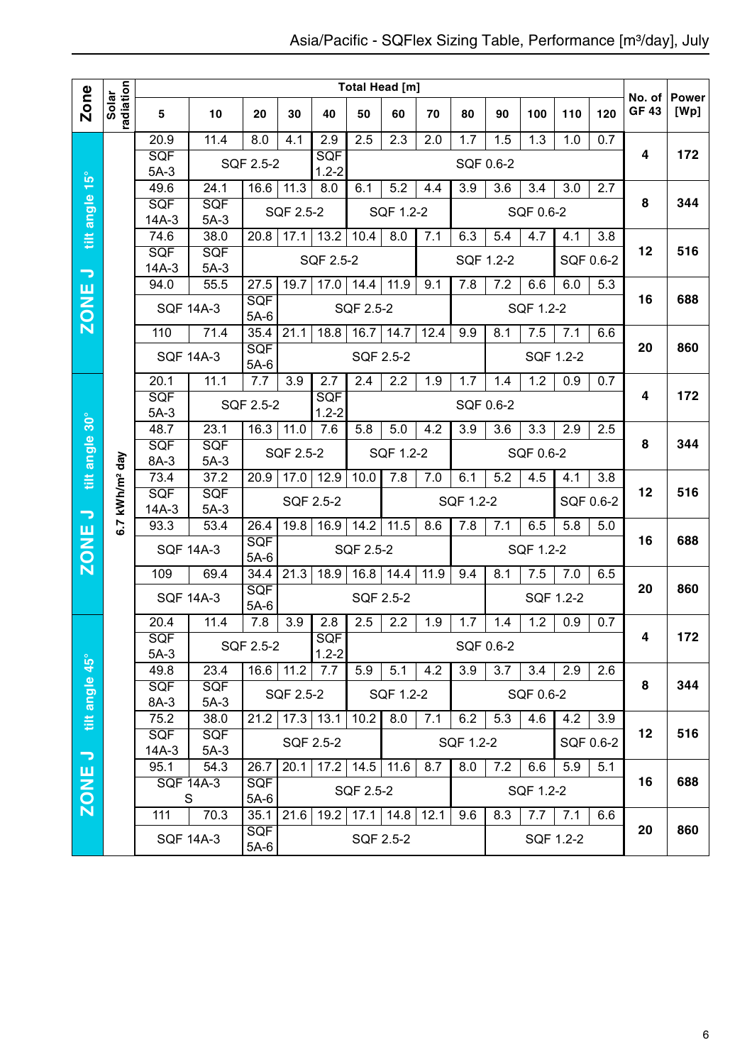# Asia/Pacific - SQFlex Sizing Table, Performance [m³/day], July

| Zone | Solar radiation | 5 | 10 | 20 | 30 | 40 | 50 | 60 | 70 | 80 | 90 | 100 | 110 | 120 | No. of GF 43 | Power [Wp] |
|---|---|---|---|---|---|---|---|---|---|---|---|---|---|---|---|---|
| | | **Total Head [m]** | | | | | | | | | | | | | | |
| ZONE J tilt angle 15° | 6.7 kWh/m² day | 20.9 | 11.4 | 8.0 | 4.1 | 2.9 | 2.5 | 2.3 | 2.0 | 1.7 | 1.5 | 1.3 | 1.0 | 0.7 | 4 | 172 |
| | | SQF 5A-3 | SQF 2.5-2 | | | SQF 1.2-2 | SQF 0.6-2 | | | | | | | | | |
| | | 49.6 | 24.1 | 16.6 | 11.3 | 8.0 | 6.1 | 5.2 | 4.4 | 3.9 | 3.6 | 3.4 | 3.0 | 2.7 | 8 | 344 |
| | | SQF 14A-3 | SQF 5A-3 | SQF 2.5-2 | | | SQF 1.2-2 | | | SQF 0.6-2 | | | | | | |
| | | 74.6 | 38.0 | 20.8 | 17.1 | 13.2 | 10.4 | 8.0 | 7.1 | 6.3 | 5.4 | 4.7 | 4.1 | 3.8 | 12 | 516 |
| | | SQF 14A-3 | SQF 5A-3 | SQF 2.5-2 | | | | | SQF 1.2-2 | | | | SQF 0.6-2 | | | |
| | | 94.0 | 55.5 | 27.5 | 19.7 | 17.0 | 14.4 | 11.9 | 9.1 | 7.8 | 7.2 | 6.6 | 6.0 | 5.3 | 16 | 688 |
| | | SQF 14A-3 | | SQF 5A-6 | SQF 2.5-2 | | | | | SQF 1.2-2 | | | | | | |
| | | 110 | 71.4 | 35.4 | 21.1 | 18.8 | 16.7 | 14.7 | 12.4 | 9.9 | 8.1 | 7.5 | 7.1 | 6.6 | 20 | 860 |
| | | SQF 14A-3 | | SQF 5A-6 | SQF 2.5-2 | | | | | | SQF 1.2-2 | | | | | |
| ZONE J tilt angle 30° | 6.7 kWh/m² day | 20.1 | 11.1 | 7.7 | 3.9 | 2.7 | 2.4 | 2.2 | 1.9 | 1.7 | 1.4 | 1.2 | 0.9 | 0.7 | 4 | 172 |
| | | SQF 5A-3 | SQF 2.5-2 | | | SQF 1.2-2 | SQF 0.6-2 | | | | | | | | | |
| | | 48.7 | 23.1 | 16.3 | 11.0 | 7.6 | 5.8 | 5.0 | 4.2 | 3.9 | 3.6 | 3.3 | 2.9 | 2.5 | 8 | 344 |
| | | SQF 8A-3 | SQF 5A-3 | SQF 2.5-2 | | | SQF 1.2-2 | | | SQF 0.6-2 | | | | | | |
| | | 73.4 | 37.2 | 20.9 | 17.0 | 12.9 | 10.0 | 7.8 | 7.0 | 6.1 | 5.2 | 4.5 | 4.1 | 3.8 | 12 | 516 |
| | | SQF 14A-3 | SQF 5A-3 | SQF 2.5-2 | | | | SQF 1.2-2 | | | | | SQF 0.6-2 | | | |
| | | 93.3 | 53.4 | 26.4 | 19.8 | 16.9 | 14.2 | 11.5 | 8.6 | 7.8 | 7.1 | 6.5 | 5.8 | 5.0 | 16 | 688 |
| | | SQF 14A-3 | | SQF 5A-6 | SQF 2.5-2 | | | | | SQF 1.2-2 | | | | | | |
| | | 109 | 69.4 | 34.4 | 21.3 | 18.9 | 16.8 | 14.4 | 11.9 | 9.4 | 8.1 | 7.5 | 7.0 | 6.5 | 20 | 860 |
| | | SQF 14A-3 | | SQF 5A-6 | SQF 2.5-2 | | | | | | SQF 1.2-2 | | | | | |
| ZONE J tilt angle 45° | 6.7 kWh/m² day | 20.4 | 11.4 | 7.8 | 3.9 | 2.8 | 2.5 | 2.2 | 1.9 | 1.7 | 1.4 | 1.2 | 0.9 | 0.7 | 4 | 172 |
| | | SQF 5A-3 | SQF 2.5-2 | | | SQF 1.2-2 | SQF 0.6-2 | | | | | | | | | |
| | | 49.8 | 23.4 | 16.6 | 11.2 | 7.7 | 5.9 | 5.1 | 4.2 | 3.9 | 3.7 | 3.4 | 2.9 | 2.6 | 8 | 344 |
| | | SQF 8A-3 | SQF 5A-3 | SQF 2.5-2 | | | SQF 1.2-2 | | | SQF 0.6-2 | | | | | | |
| | | 75.2 | 38.0 | 21.2 | 17.3 | 13.1 | 10.2 | 8.0 | 7.1 | 6.2 | 5.3 | 4.6 | 4.2 | 3.9 | 12 | 516 |
| | | SQF 14A-3 | SQF 5A-3 | SQF 2.5-2 | | | | SQF 1.2-2 | | | | | SQF 0.6-2 | | | |
| | | 95.1 | 54.3 | 26.7 | 20.1 | 17.2 | 14.5 | 11.6 | 8.7 | 8.0 | 7.2 | 6.6 | 5.9 | 5.1 | 16 | 688 |
| | | SQF 14A-3 S | | SQF 5A-6 | SQF 2.5-2 | | | | | SQF 1.2-2 | | | | | | |
| | | 111 | 70.3 | 35.1 | 21.6 | 19.2 | 17.1 | 14.8 | 12.1 | 9.6 | 8.3 | 7.7 | 7.1 | 6.6 | 20 | 860 |
| | | SQF 14A-3 | | SQF 5A-6 | SQF 2.5-2 | | | | | | SQF 1.2-2 | | | | | |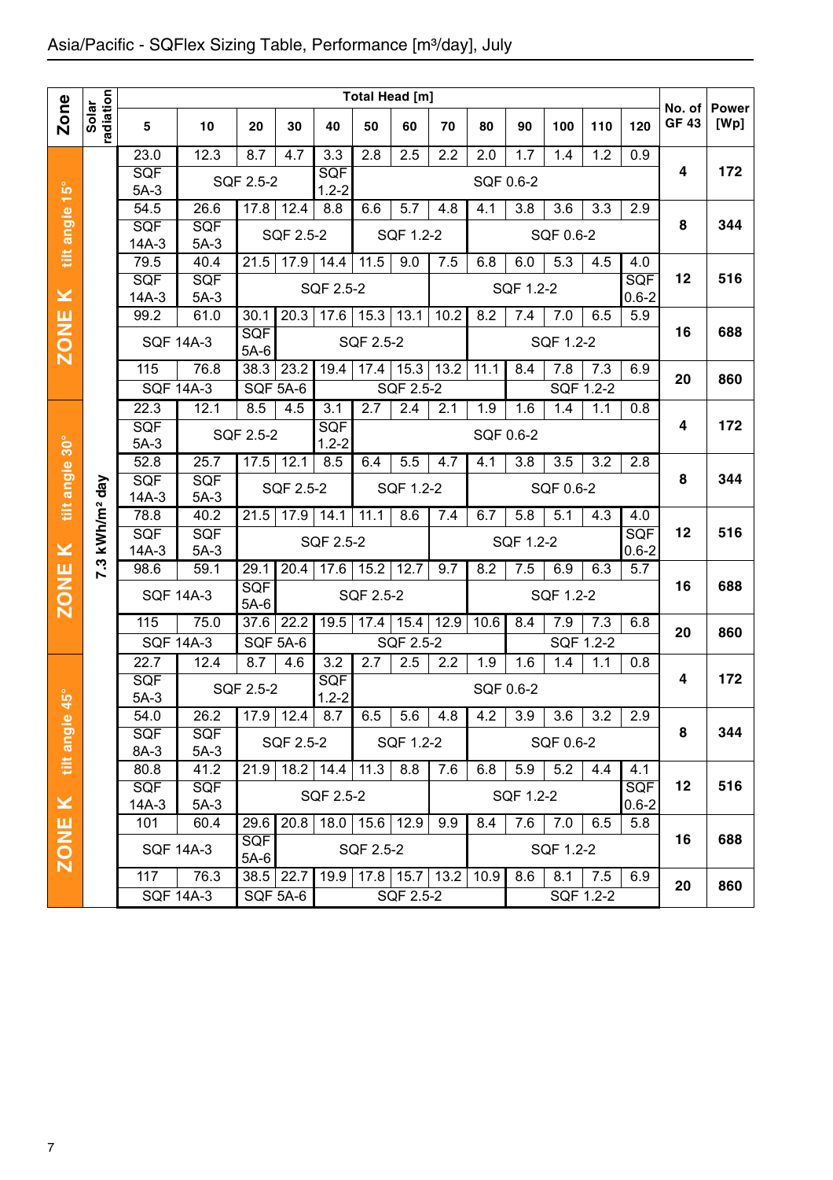## Asia/Pacific - SQFlex Sizing Table, Performance [m³/day], July

| Zone | Solar radiation | 5 | 10 | 20 | 30 | 40 | 50 | 60 | 70 | 80 | 90 | 100 | 110 | 120 | No. of GF 43 | Power [Wp] |
|---|---|---|---|---|---|---|---|---|---|---|---|---|---|---|---|---|
| | | Total Head [m] | | | | | | | | | | | | | | |
| ZONE K tilt angle 15° | 7.3 kWh/m² day | 23.0 | 12.3 | 8.7 | 4.7 | 3.3 | 2.8 | 2.5 | 2.2 | 2.0 | 1.7 | 1.4 | 1.2 | 0.9 | 4 | 172 |
| | | SQF 5A-3 | SQF 2.5-2 | | | SQF 1.2-2 | SQF 0.6-2 | | | | | | | | | |
| | | 54.5 | 26.6 | 17.8 | 12.4 | 8.8 | 6.6 | 5.7 | 4.8 | 4.1 | 3.8 | 3.6 | 3.3 | 2.9 | 8 | 344 |
| | | SQF 14A-3 | SQF 5A-3 | SQF 2.5-2 | | | SQF 1.2-2 | | | SQF 0.6-2 | | | | | | |
| | | 79.5 | 40.4 | 21.5 | 17.9 | 14.4 | 11.5 | 9.0 | 7.5 | 6.8 | 6.0 | 5.3 | 4.5 | 4.0 | 12 | 516 |
| | | SQF 14A-3 | SQF 5A-3 | SQF 2.5-2 | | | | | SQF 1.2-2 | | | | | SQF 0.6-2 | | |
| | | 99.2 | 61.0 | 30.1 | 20.3 | 17.6 | 15.3 | 13.1 | 10.2 | 8.2 | 7.4 | 7.0 | 6.5 | 5.9 | 16 | 688 |
| | | SQF 14A-3 | | SQF 5A-6 | SQF 2.5-2 | | | | | SQF 1.2-2 | | | | | | |
| | | 115 | 76.8 | 38.3 | 23.2 | 19.4 | 17.4 | 15.3 | 13.2 | 11.1 | 8.4 | 7.8 | 7.3 | 6.9 | 20 | 860 |
| | | SQF 14A-3 | | SQF 5A-6 | | SQF 2.5-2 | | | | | SQF 1.2-2 | | | | | |
| ZONE K tilt angle 30° | 7.3 kWh/m² day | 22.3 | 12.1 | 8.5 | 4.5 | 3.1 | 2.7 | 2.4 | 2.1 | 1.9 | 1.6 | 1.4 | 1.1 | 0.8 | 4 | 172 |
| | | SQF 5A-3 | SQF 2.5-2 | | | SQF 1.2-2 | SQF 0.6-2 | | | | | | | | | |
| | | 52.8 | 25.7 | 17.5 | 12.1 | 8.5 | 6.4 | 5.5 | 4.7 | 4.1 | 3.8 | 3.5 | 3.2 | 2.8 | 8 | 344 |
| | | SQF 14A-3 | SQF 5A-3 | SQF 2.5-2 | | | SQF 1.2-2 | | | SQF 0.6-2 | | | | | | |
| | | 78.8 | 40.2 | 21.5 | 17.9 | 14.1 | 11.1 | 8.6 | 7.4 | 6.7 | 5.8 | 5.1 | 4.3 | 4.0 | 12 | 516 |
| | | SQF 14A-3 | SQF 5A-3 | SQF 2.5-2 | | | | | SQF 1.2-2 | | | | | SQF 0.6-2 | | |
| | | 98.6 | 59.1 | 29.1 | 20.4 | 17.6 | 15.2 | 12.7 | 9.7 | 8.2 | 7.5 | 6.9 | 6.3 | 5.7 | 16 | 688 |
| | | SQF 14A-3 | | SQF 5A-6 | SQF 2.5-2 | | | | | SQF 1.2-2 | | | | | | |
| | | 115 | 75.0 | 37.6 | 22.2 | 19.5 | 17.4 | 15.4 | 12.9 | 10.6 | 8.4 | 7.9 | 7.3 | 6.8 | 20 | 860 |
| | | SQF 14A-3 | | SQF 5A-6 | | SQF 2.5-2 | | | | | SQF 1.2-2 | | | | | |
| ZONE K tilt angle 45° | 7.3 kWh/m² day | 22.7 | 12.4 | 8.7 | 4.6 | 3.2 | 2.7 | 2.5 | 2.2 | 1.9 | 1.6 | 1.4 | 1.1 | 0.8 | 4 | 172 |
| | | SQF 5A-3 | SQF 2.5-2 | | | SQF 1.2-2 | SQF 0.6-2 | | | | | | | | | |
| | | 54.0 | 26.2 | 17.9 | 12.4 | 8.7 | 6.5 | 5.6 | 4.8 | 4.2 | 3.9 | 3.6 | 3.2 | 2.9 | 8 | 344 |
| | | SQF 8A-3 | SQF 5A-3 | SQF 2.5-2 | | | SQF 1.2-2 | | | SQF 0.6-2 | | | | | | |
| | | 80.8 | 41.2 | 21.9 | 18.2 | 14.4 | 11.3 | 8.8 | 7.6 | 6.8 | 5.9 | 5.2 | 4.4 | 4.1 | 12 | 516 |
| | | SQF 14A-3 | SQF 5A-3 | SQF 2.5-2 | | | | | SQF 1.2-2 | | | | | SQF 0.6-2 | | |
| | | 101 | 60.4 | 29.6 | 20.8 | 18.0 | 15.6 | 12.9 | 9.9 | 8.4 | 7.6 | 7.0 | 6.5 | 5.8 | 16 | 688 |
| | | SQF 14A-3 | | SQF 5A-6 | SQF 2.5-2 | | | | | SQF 1.2-2 | | | | | | |
| | | 117 | 76.3 | 38.5 | 22.7 | 19.9 | 17.8 | 15.7 | 13.2 | 10.9 | 8.6 | 8.1 | 7.5 | 6.9 | 20 | 860 |
| | | SQF 14A-3 | | SQF 5A-6 | | SQF 2.5-2 | | | | | SQF 1.2-2 | | | | | |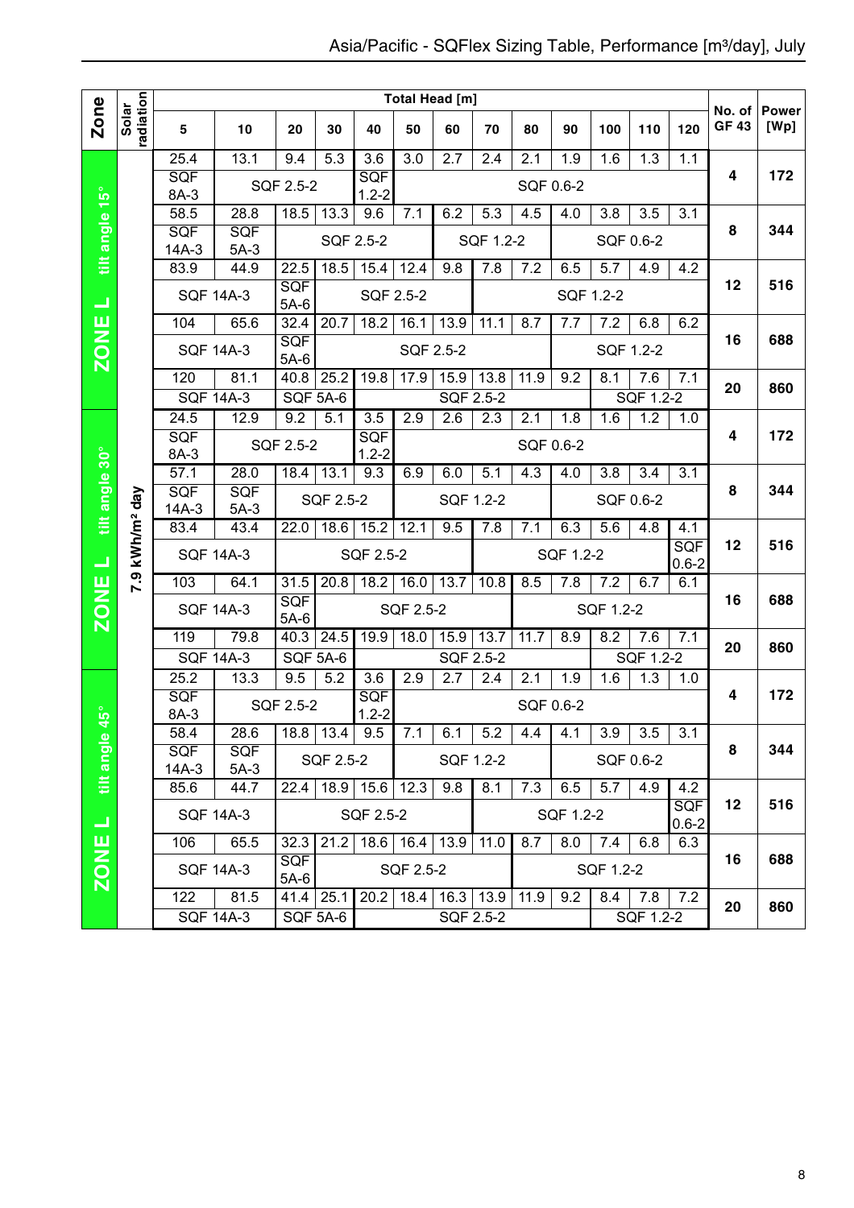# Asia/Pacific - SQFlex Sizing Table, Performance [m³/day], July

| Zone | Solar radiation | Total Head [m] 5 | 10 | 20 | 30 | 40 | 50 | 60 | 70 | 80 | 90 | 100 | 110 | 120 | No. of GF 43 | Power [Wp] |
|---|---|---|---|---|---|---|---|---|---|---|---|---|---|---|---|---|
| ZONE L tilt angle 15° | 7.9 kWh/m² day | 25.4 | 13.1 | 9.4 | 5.3 | 3.6 | 3.0 | 2.7 | 2.4 | 2.1 | 1.9 | 1.6 | 1.3 | 1.1 | 4 | 172 |
| | | SQF 8A-3 | SQF 2.5-2 | | | SQF 1.2-2 | SQF 0.6-2 | | | | | | | | | |
| | | 58.5 | 28.8 | 18.5 | 13.3 | 9.6 | 7.1 | 6.2 | 5.3 | 4.5 | 4.0 | 3.8 | 3.5 | 3.1 | 8 | 344 |
| | | SQF 14A-3 | SQF 5A-3 | SQF 2.5-2 | | | | SQF 1.2-2 | | | SQF 0.6-2 | | | | | |
| | | 83.9 | 44.9 | 22.5 | 18.5 | 15.4 | 12.4 | 9.8 | 7.8 | 7.2 | 6.5 | 5.7 | 4.9 | 4.2 | 12 | 516 |
| | | SQF 14A-3 | | SQF 5A-6 | SQF 2.5-2 | | | | SQF 1.2-2 | | | | | | | |
| | | 104 | 65.6 | 32.4 | 20.7 | 18.2 | 16.1 | 13.9 | 11.1 | 8.7 | 7.7 | 7.2 | 6.8 | 6.2 | 16 | 688 |
| | | SQF 14A-3 | | SQF 5A-6 | SQF 2.5-2 | | | | | | SQF 1.2-2 | | | | | |
| | | 120 | 81.1 | 40.8 | 25.2 | 19.8 | 17.9 | 15.9 | 13.8 | 11.9 | 9.2 | 8.1 | 7.6 | 7.1 | 20 | 860 |
| | | SQF 14A-3 | | SQF 5A-6 | | SQF 2.5-2 | | | | | | SQF 1.2-2 | | | | |
| ZONE L tilt angle 30° | 7.9 kWh/m² day | 24.5 | 12.9 | 9.2 | 5.1 | 3.5 | 2.9 | 2.6 | 2.3 | 2.1 | 1.8 | 1.6 | 1.2 | 1.0 | 4 | 172 |
| | | SQF 8A-3 | SQF 2.5-2 | | | SQF 1.2-2 | SQF 0.6-2 | | | | | | | | | |
| | | 57.1 | 28.0 | 18.4 | 13.1 | 9.3 | 6.9 | 6.0 | 5.1 | 4.3 | 4.0 | 3.8 | 3.4 | 3.1 | 8 | 344 |
| | | SQF 14A-3 | SQF 5A-3 | SQF 2.5-2 | | | SQF 1.2-2 | | | | SQF 0.6-2 | | | | | |
| | | 83.4 | 43.4 | 22.0 | 18.6 | 15.2 | 12.1 | 9.5 | 7.8 | 7.1 | 6.3 | 5.6 | 4.8 | 4.1 | 12 | 516 |
| | | SQF 14A-3 | | SQF 2.5-2 | | | | | SQF 1.2-2 | | | | | SQF 0.6-2 | | |
| | | 103 | 64.1 | 31.5 | 20.8 | 18.2 | 16.0 | 13.7 | 10.8 | 8.5 | 7.8 | 7.2 | 6.7 | 6.1 | 16 | 688 |
| | | SQF 14A-3 | | SQF 5A-6 | SQF 2.5-2 | | | | | SQF 1.2-2 | | | | | | |
| | | 119 | 79.8 | 40.3 | 24.5 | 19.9 | 18.0 | 15.9 | 13.7 | 11.7 | 8.9 | 8.2 | 7.6 | 7.1 | 20 | 860 |
| | | SQF 14A-3 | | SQF 5A-6 | | SQF 2.5-2 | | | | | | SQF 1.2-2 | | | | |
| ZONE L tilt angle 45° | 7.9 kWh/m² day | 25.2 | 13.3 | 9.5 | 5.2 | 3.6 | 2.9 | 2.7 | 2.4 | 2.1 | 1.9 | 1.6 | 1.3 | 1.0 | 4 | 172 |
| | | SQF 8A-3 | SQF 2.5-2 | | | SQF 1.2-2 | SQF 0.6-2 | | | | | | | | | |
| | | 58.4 | 28.6 | 18.8 | 13.4 | 9.5 | 7.1 | 6.1 | 5.2 | 4.4 | 4.1 | 3.9 | 3.5 | 3.1 | 8 | 344 |
| | | SQF 14A-3 | SQF 5A-3 | SQF 2.5-2 | | | SQF 1.2-2 | | | | SQF 0.6-2 | | | | | |
| | | 85.6 | 44.7 | 22.4 | 18.9 | 15.6 | 12.3 | 9.8 | 8.1 | 7.3 | 6.5 | 5.7 | 4.9 | 4.2 | 12 | 516 |
| | | SQF 14A-3 | | SQF 2.5-2 | | | | | SQF 1.2-2 | | | | | SQF 0.6-2 | | |
| | | 106 | 65.5 | 32.3 | 21.2 | 18.6 | 16.4 | 13.9 | 11.0 | 8.7 | 8.0 | 7.4 | 6.8 | 6.3 | 16 | 688 |
| | | SQF 14A-3 | | SQF 5A-6 | SQF 2.5-2 | | | | | SQF 1.2-2 | | | | | | |
| | | 122 | 81.5 | 41.4 | 25.1 | 20.2 | 18.4 | 16.3 | 13.9 | 11.9 | 9.2 | 8.4 | 7.8 | 7.2 | 20 | 860 |
| | | SQF 14A-3 | | SQF 5A-6 | | SQF 2.5-2 | | | | | | SQF 1.2-2 | | | | |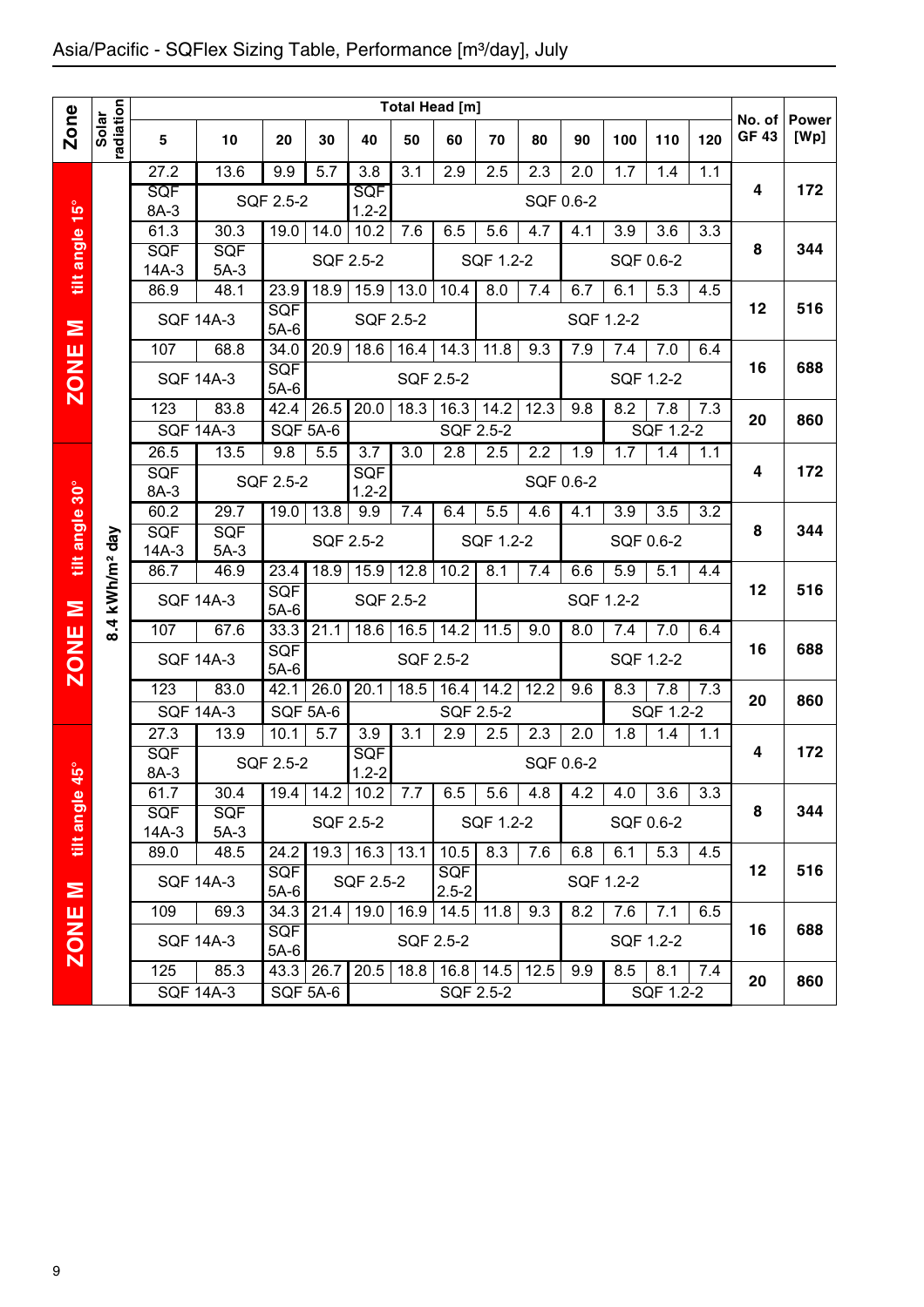Asia/Pacific - SQFlex Sizing Table, Performance [m³/day], July

| Zone | Solar radiation | 5 | 10 | 20 | 30 | 40 | 50 | 60 | 70 | 80 | 90 | 100 | 110 | 120 | No. of GF 43 | Power [Wp] |
|---|---|---|---|---|---|---|---|---|---|---|---|---|---|---|---|---|
| | | Total Head [m] | | | | | | | | | | | | | | |
| ZONE M tilt angle 15° | 8.4 kWh/m² day | 27.2 | 13.6 | 9.9 | 5.7 | 3.8 | 3.1 | 2.9 | 2.5 | 2.3 | 2.0 | 1.7 | 1.4 | 1.1 | 4 | 172 |
| | | SQF 8A-3 | SQF 2.5-2 | | | SQF 1.2-2 | SQF 0.6-2 | | | | | | | | | |
| | | 61.3 | 30.3 | 19.0 | 14.0 | 10.2 | 7.6 | 6.5 | 5.6 | 4.7 | 4.1 | 3.9 | 3.6 | 3.3 | 8 | 344 |
| | | SQF 14A-3 | SQF 5A-3 | SQF 2.5-2 | | | | SQF 1.2-2 | | | SQF 0.6-2 | | | | | |
| | | 86.9 | 48.1 | 23.9 | 18.9 | 15.9 | 13.0 | 10.4 | 8.0 | 7.4 | 6.7 | 6.1 | 5.3 | 4.5 | 12 | 516 |
| | | SQF 14A-3 | | SQF 5A-6 | SQF 2.5-2 | | | | SQF 1.2-2 | | | | | | | |
| | | 107 | 68.8 | 34.0 | 20.9 | 18.6 | 16.4 | 14.3 | 11.8 | 9.3 | 7.9 | 7.4 | 7.0 | 6.4 | 16 | 688 |
| | | SQF 14A-3 | | SQF 5A-6 | SQF 2.5-2 | | | | | | SQF 1.2-2 | | | | | |
| | | 123 | 83.8 | 42.4 | 26.5 | 20.0 | 18.3 | 16.3 | 14.2 | 12.3 | 9.8 | 8.2 | 7.8 | 7.3 | 20 | 860 |
| | | SQF 14A-3 | | SQF 5A-6 | | SQF 2.5-2 | | | | | | SQF 1.2-2 | | | | |
| ZONE M tilt angle 30° | 8.4 kWh/m² day | 26.5 | 13.5 | 9.8 | 5.5 | 3.7 | 3.0 | 2.8 | 2.5 | 2.2 | 1.9 | 1.7 | 1.4 | 1.1 | 4 | 172 |
| | | SQF 8A-3 | SQF 2.5-2 | | | SQF 1.2-2 | SQF 0.6-2 | | | | | | | | | |
| | | 60.2 | 29.7 | 19.0 | 13.8 | 9.9 | 7.4 | 6.4 | 5.5 | 4.6 | 4.1 | 3.9 | 3.5 | 3.2 | 8 | 344 |
| | | SQF 14A-3 | SQF 5A-3 | SQF 2.5-2 | | | | SQF 1.2-2 | | | SQF 0.6-2 | | | | | |
| | | 86.7 | 46.9 | 23.4 | 18.9 | 15.9 | 12.8 | 10.2 | 8.1 | 7.4 | 6.6 | 5.9 | 5.1 | 4.4 | 12 | 516 |
| | | SQF 14A-3 | | SQF 5A-6 | SQF 2.5-2 | | | | SQF 1.2-2 | | | | | | | |
| | | 107 | 67.6 | 33.3 | 21.1 | 18.6 | 16.5 | 14.2 | 11.5 | 9.0 | 8.0 | 7.4 | 7.0 | 6.4 | 16 | 688 |
| | | SQF 14A-3 | | SQF 5A-6 | SQF 2.5-2 | | | | | | SQF 1.2-2 | | | | | |
| | | 123 | 83.0 | 42.1 | 26.0 | 20.1 | 18.5 | 16.4 | 14.2 | 12.2 | 9.6 | 8.3 | 7.8 | 7.3 | 20 | 860 |
| | | SQF 14A-3 | | SQF 5A-6 | | SQF 2.5-2 | | | | | | SQF 1.2-2 | | | | |
| ZONE M tilt angle 45° | 8.4 kWh/m² day | 27.3 | 13.9 | 10.1 | 5.7 | 3.9 | 3.1 | 2.9 | 2.5 | 2.3 | 2.0 | 1.8 | 1.4 | 1.1 | 4 | 172 |
| | | SQF 8A-3 | SQF 2.5-2 | | | SQF 1.2-2 | SQF 0.6-2 | | | | | | | | | |
| | | 61.7 | 30.4 | 19.4 | 14.2 | 10.2 | 7.7 | 6.5 | 5.6 | 4.8 | 4.2 | 4.0 | 3.6 | 3.3 | 8 | 344 |
| | | SQF 14A-3 | SQF 5A-3 | SQF 2.5-2 | | | | SQF 1.2-2 | | | SQF 0.6-2 | | | | | |
| | | 89.0 | 48.5 | 24.2 | 19.3 | 16.3 | 13.1 | 10.5 | 8.3 | 7.6 | 6.8 | 6.1 | 5.3 | 4.5 | 12 | 516 |
| | | SQF 14A-3 | | SQF 5A-6 | SQF 2.5-2 | | | SQF 2.5-2 | SQF 1.2-2 | | | | | | | |
| | | 109 | 69.3 | 34.3 | 21.4 | 19.0 | 16.9 | 14.5 | 11.8 | 9.3 | 8.2 | 7.6 | 7.1 | 6.5 | 16 | 688 |
| | | SQF 14A-3 | | SQF 5A-6 | SQF 2.5-2 | | | | | | SQF 1.2-2 | | | | | |
| | | 125 | 85.3 | 43.3 | 26.7 | 20.5 | 18.8 | 16.8 | 14.5 | 12.5 | 9.9 | 8.5 | 8.1 | 7.4 | 20 | 860 |
| | | SQF 14A-3 | | SQF 5A-6 | | SQF 2.5-2 | | | | | | SQF 1.2-2 | | | | |